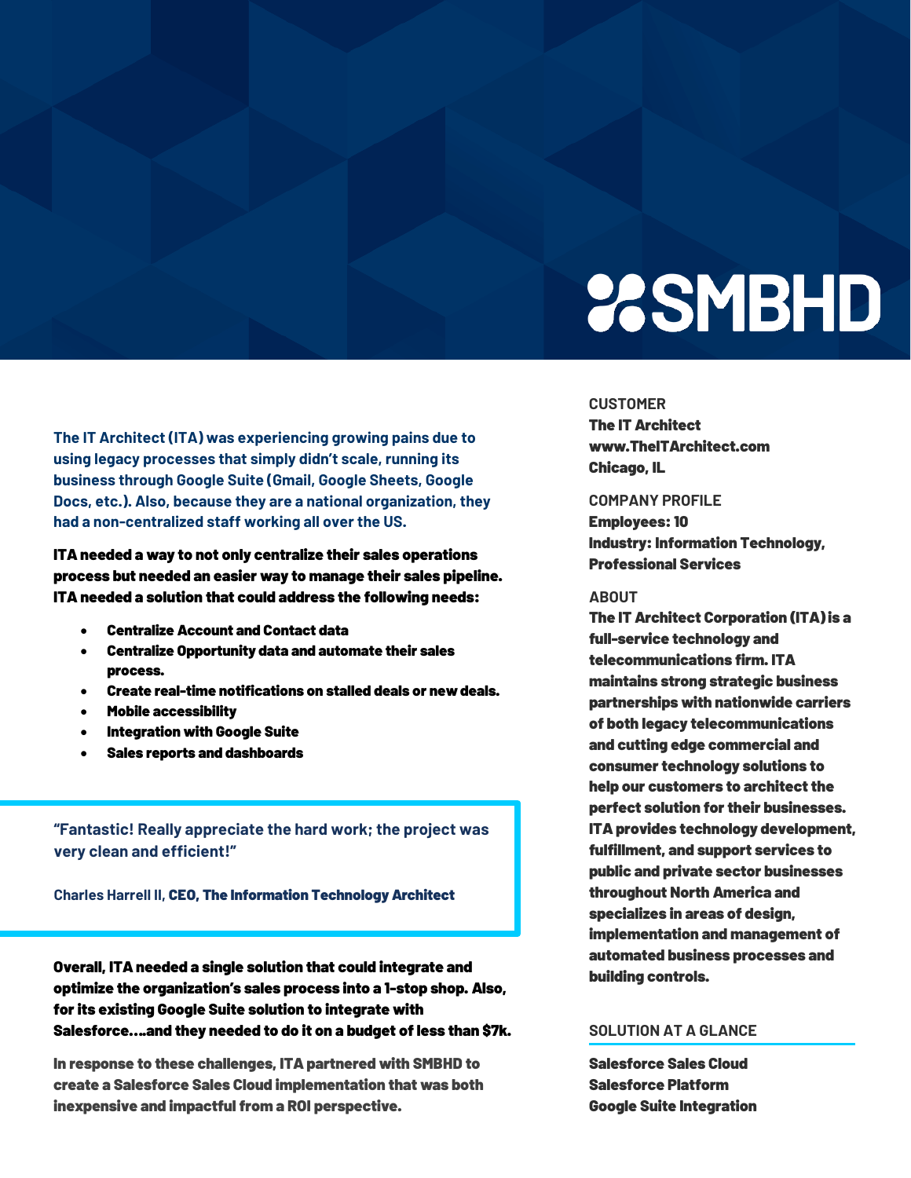# SMBHD

The IT Architect (ITA) was experiencing growing pains due to using legacy processes that simply didn't scale, running its business through Google Suite (Gmail, Google Sheets, Google Docs, etc.). Also, because they are a national organization, they had a non-centralized staff working all over the US.

**ITA needed a way to not only centralize their sales operations process but needed an easier way to manage their sales pipeline. ITA needed a solution that could address the following needs:**

- **Centralize Account and Contact data**
- **Centralize Opportunity data and automate their sales process.**
- **Create real-time notifications on stalled deals or new deals.**
- **Mobile accessibility**
- **Integration with Google Suite**
- **Sales reports and dashboards**

> "Fantastic! Really appreciate the hard work; the project was very clean and efficient!"
>
> Charles Harrell II, **CEO, The Information Technology Architect**

**Overall, ITA needed a single solution that could integrate and optimize the organization's sales process into a 1-stop shop. Also, for its existing Google Suite solution to integrate with Salesforce....and they needed to do it on a budget of less than $7k.**

**In response to these challenges, ITA partnered with SMBHD to create a Salesforce Sales Cloud implementation that was both inexpensive and impactful from a ROI perspective.**

### CUSTOMER

**The IT Architect**
**www.TheITArchitect.com**
**Chicago, IL**

### COMPANY PROFILE

**Employees: 10**
**Industry: Information Technology, Professional Services**

### ABOUT

**The IT Architect Corporation (ITA) is a full-service technology and telecommunications firm. ITA maintains strong strategic business partnerships with nationwide carriers of both legacy telecommunications and cutting edge commercial and consumer technology solutions to help our customers to architect the perfect solution for their businesses. ITA provides technology development, fulfillment, and support services to public and private sector businesses throughout North America and specializes in areas of design, implementation and management of automated business processes and building controls.**

### SOLUTION AT A GLANCE

**Salesforce Sales Cloud**
**Salesforce Platform**
**Google Suite Integration**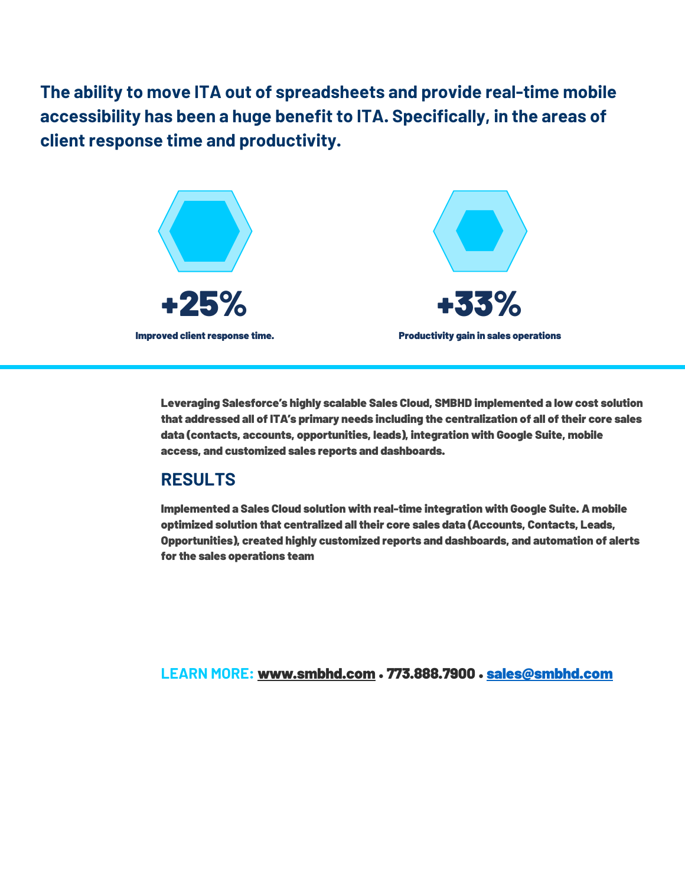**The ability to move ITA out of spreadsheets and provide real-time mobile accessibility has been a huge benefit to ITA. Specifically, in the areas of client response time and productivity.**

**+25%**

**Improved client response time.**

**+33%**

**Productivity gain in sales operations**

---

Leveraging Salesforce's highly scalable Sales Cloud, SMBHD implemented a low cost solution that addressed all of ITA's primary needs including the centralization of all of their core sales data (contacts, accounts, opportunities, leads), integration with Google Suite, mobile access, and customized sales reports and dashboards.

## RESULTS

Implemented a Sales Cloud solution with real-time integration with Google Suite. A mobile optimized solution that centralized all their core sales data (Accounts, Contacts, Leads, Opportunities), created highly customized reports and dashboards, and automation of alerts for the sales operations team

**LEARN MORE:** www.smbhd.com • 773.888.7900 • sales@smbhd.com